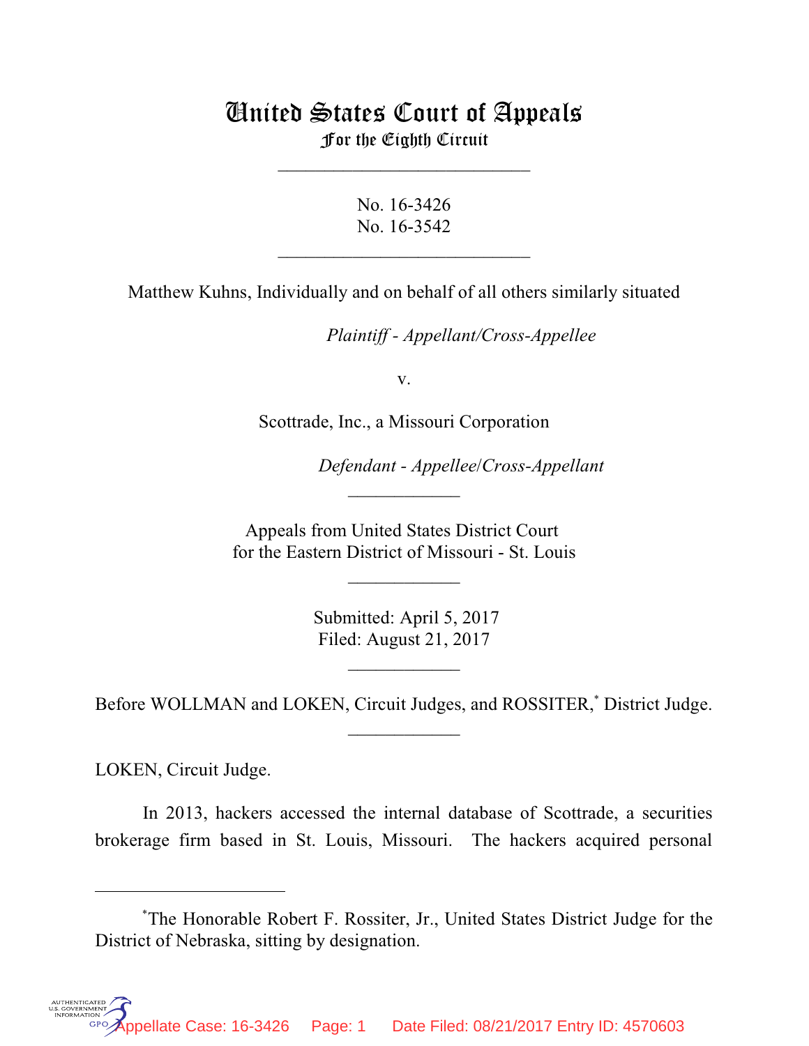# United States Court of Appeals
## For the Eighth Circuit

---

No. 16-3426
No. 16-3542

---

Matthew Kuhns, Individually and on behalf of all others similarly situated

*Plaintiff - Appellant/Cross-Appellee*

v.

Scottrade, Inc., a Missouri Corporation

*Defendant - Appellee/Cross-Appellant*

---

Appeals from United States District Court
for the Eastern District of Missouri - St. Louis

---

Submitted: April 5, 2017
Filed: August 21, 2017

---

Before WOLLMAN and LOKEN, Circuit Judges, and ROSSITER,* District Judge.

---

LOKEN, Circuit Judge.

In 2013, hackers accessed the internal database of Scottrade, a securities brokerage firm based in St. Louis, Missouri. The hackers acquired personal

---

*The Honorable Robert F. Rossiter, Jr., United States District Judge for the District of Nebraska, sitting by designation.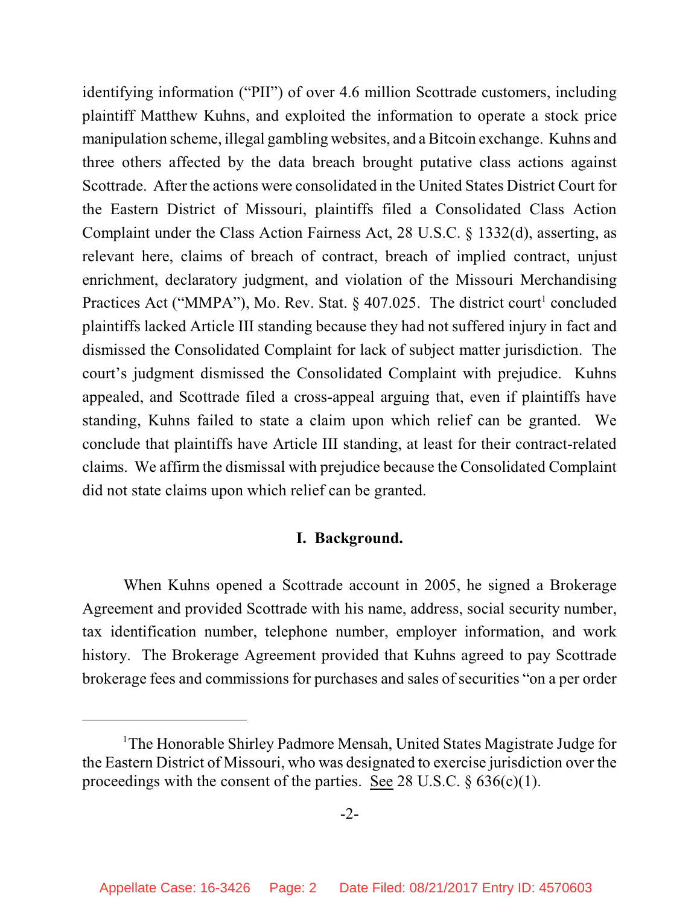identifying information ("PII") of over 4.6 million Scottrade customers, including plaintiff Matthew Kuhns, and exploited the information to operate a stock price manipulation scheme, illegal gambling websites, and a Bitcoin exchange. Kuhns and three others affected by the data breach brought putative class actions against Scottrade. After the actions were consolidated in the United States District Court for the Eastern District of Missouri, plaintiffs filed a Consolidated Class Action Complaint under the Class Action Fairness Act, 28 U.S.C. § 1332(d), asserting, as relevant here, claims of breach of contract, breach of implied contract, unjust enrichment, declaratory judgment, and violation of the Missouri Merchandising Practices Act ("MMPA"), Mo. Rev. Stat. § 407.025. The district court[1] concluded plaintiffs lacked Article III standing because they had not suffered injury in fact and dismissed the Consolidated Complaint for lack of subject matter jurisdiction. The court's judgment dismissed the Consolidated Complaint with prejudice. Kuhns appealed, and Scottrade filed a cross-appeal arguing that, even if plaintiffs have standing, Kuhns failed to state a claim upon which relief can be granted. We conclude that plaintiffs have Article III standing, at least for their contract-related claims. We affirm the dismissal with prejudice because the Consolidated Complaint did not state claims upon which relief can be granted.

## I. Background.

When Kuhns opened a Scottrade account in 2005, he signed a Brokerage Agreement and provided Scottrade with his name, address, social security number, tax identification number, telephone number, employer information, and work history. The Brokerage Agreement provided that Kuhns agreed to pay Scottrade brokerage fees and commissions for purchases and sales of securities "on a per order

---

[1] The Honorable Shirley Padmore Mensah, United States Magistrate Judge for the Eastern District of Missouri, who was designated to exercise jurisdiction over the proceedings with the consent of the parties. See 28 U.S.C. § 636(c)(1).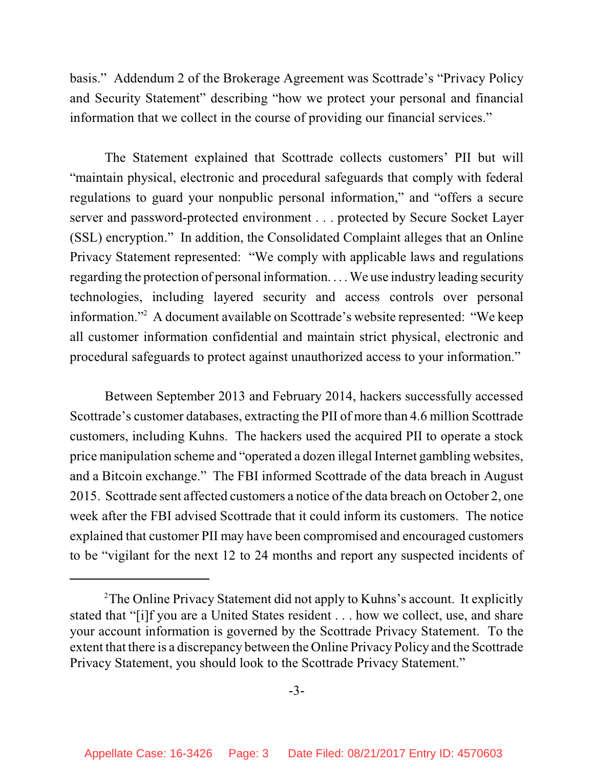basis." Addendum 2 of the Brokerage Agreement was Scottrade's "Privacy Policy and Security Statement" describing "how we protect your personal and financial information that we collect in the course of providing our financial services."

The Statement explained that Scottrade collects customers' PII but will "maintain physical, electronic and procedural safeguards that comply with federal regulations to guard your nonpublic personal information," and "offers a secure server and password-protected environment . . . protected by Secure Socket Layer (SSL) encryption." In addition, the Consolidated Complaint alleges that an Online Privacy Statement represented: "We comply with applicable laws and regulations regarding the protection of personal information. . . . We use industry leading security technologies, including layered security and access controls over personal information."[2] A document available on Scottrade's website represented: "We keep all customer information confidential and maintain strict physical, electronic and procedural safeguards to protect against unauthorized access to your information."

Between September 2013 and February 2014, hackers successfully accessed Scottrade's customer databases, extracting the PII of more than 4.6 million Scottrade customers, including Kuhns. The hackers used the acquired PII to operate a stock price manipulation scheme and "operated a dozen illegal Internet gambling websites, and a Bitcoin exchange." The FBI informed Scottrade of the data breach in August 2015. Scottrade sent affected customers a notice of the data breach on October 2, one week after the FBI advised Scottrade that it could inform its customers. The notice explained that customer PII may have been compromised and encouraged customers to be "vigilant for the next 12 to 24 months and report any suspected incidents of

---

[2]The Online Privacy Statement did not apply to Kuhns's account. It explicitly stated that "[i]f you are a United States resident . . . how we collect, use, and share your account information is governed by the Scottrade Privacy Statement. To the extent that there is a discrepancy between the Online Privacy Policy and the Scottrade Privacy Statement, you should look to the Scottrade Privacy Statement."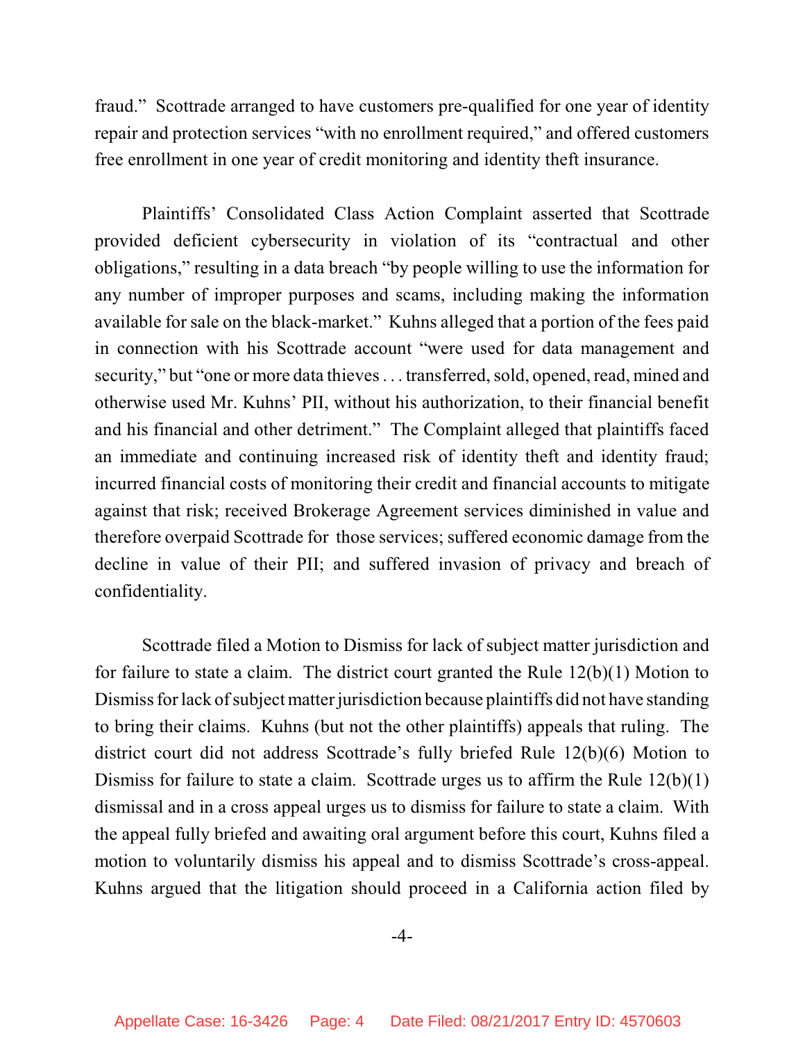fraud." Scottrade arranged to have customers pre-qualified for one year of identity repair and protection services "with no enrollment required," and offered customers free enrollment in one year of credit monitoring and identity theft insurance.

Plaintiffs' Consolidated Class Action Complaint asserted that Scottrade provided deficient cybersecurity in violation of its "contractual and other obligations," resulting in a data breach "by people willing to use the information for any number of improper purposes and scams, including making the information available for sale on the black-market." Kuhns alleged that a portion of the fees paid in connection with his Scottrade account "were used for data management and security," but "one or more data thieves . . . transferred, sold, opened, read, mined and otherwise used Mr. Kuhns' PII, without his authorization, to their financial benefit and his financial and other detriment." The Complaint alleged that plaintiffs faced an immediate and continuing increased risk of identity theft and identity fraud; incurred financial costs of monitoring their credit and financial accounts to mitigate against that risk; received Brokerage Agreement services diminished in value and therefore overpaid Scottrade for those services; suffered economic damage from the decline in value of their PII; and suffered invasion of privacy and breach of confidentiality.

Scottrade filed a Motion to Dismiss for lack of subject matter jurisdiction and for failure to state a claim. The district court granted the Rule 12(b)(1) Motion to Dismiss for lack of subject matter jurisdiction because plaintiffs did not have standing to bring their claims. Kuhns (but not the other plaintiffs) appeals that ruling. The district court did not address Scottrade's fully briefed Rule 12(b)(6) Motion to Dismiss for failure to state a claim. Scottrade urges us to affirm the Rule 12(b)(1) dismissal and in a cross appeal urges us to dismiss for failure to state a claim. With the appeal fully briefed and awaiting oral argument before this court, Kuhns filed a motion to voluntarily dismiss his appeal and to dismiss Scottrade's cross-appeal. Kuhns argued that the litigation should proceed in a California action filed by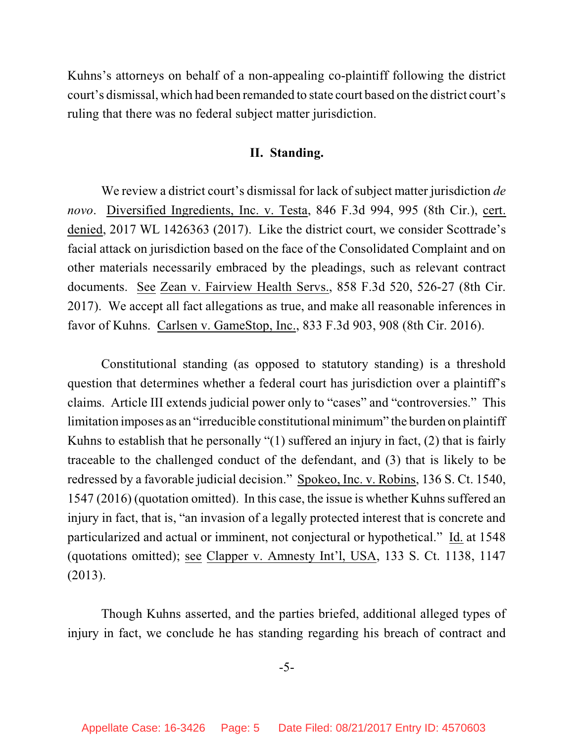Kuhns's attorneys on behalf of a non-appealing co-plaintiff following the district court's dismissal, which had been remanded to state court based on the district court's ruling that there was no federal subject matter jurisdiction.

## II. Standing.

We review a district court's dismissal for lack of subject matter jurisdiction *de novo*. Diversified Ingredients, Inc. v. Testa, 846 F.3d 994, 995 (8th Cir.), cert. denied, 2017 WL 1426363 (2017). Like the district court, we consider Scottrade's facial attack on jurisdiction based on the face of the Consolidated Complaint and on other materials necessarily embraced by the pleadings, such as relevant contract documents. See Zean v. Fairview Health Servs., 858 F.3d 520, 526-27 (8th Cir. 2017). We accept all fact allegations as true, and make all reasonable inferences in favor of Kuhns. Carlsen v. GameStop, Inc., 833 F.3d 903, 908 (8th Cir. 2016).

Constitutional standing (as opposed to statutory standing) is a threshold question that determines whether a federal court has jurisdiction over a plaintiff's claims. Article III extends judicial power only to "cases" and "controversies." This limitation imposes as an "irreducible constitutional minimum" the burden on plaintiff Kuhns to establish that he personally "(1) suffered an injury in fact, (2) that is fairly traceable to the challenged conduct of the defendant, and (3) that is likely to be redressed by a favorable judicial decision." Spokeo, Inc. v. Robins, 136 S. Ct. 1540, 1547 (2016) (quotation omitted). In this case, the issue is whether Kuhns suffered an injury in fact, that is, "an invasion of a legally protected interest that is concrete and particularized and actual or imminent, not conjectural or hypothetical." Id. at 1548 (quotations omitted); see Clapper v. Amnesty Int'l, USA, 133 S. Ct. 1138, 1147 (2013).

Though Kuhns asserted, and the parties briefed, additional alleged types of injury in fact, we conclude he has standing regarding his breach of contract and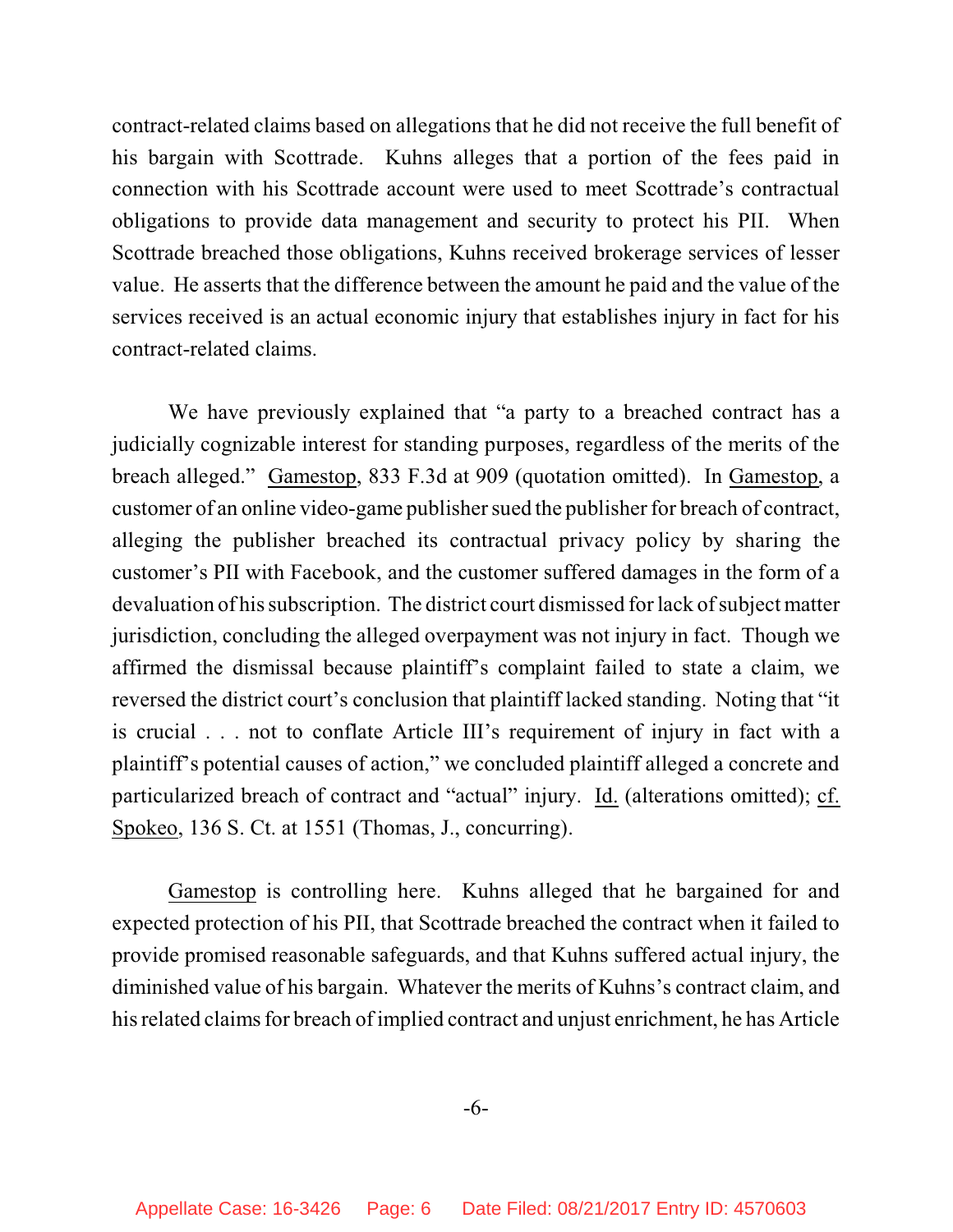contract-related claims based on allegations that he did not receive the full benefit of his bargain with Scottrade. Kuhns alleges that a portion of the fees paid in connection with his Scottrade account were used to meet Scottrade's contractual obligations to provide data management and security to protect his PII. When Scottrade breached those obligations, Kuhns received brokerage services of lesser value. He asserts that the difference between the amount he paid and the value of the services received is an actual economic injury that establishes injury in fact for his contract-related claims.

We have previously explained that "a party to a breached contract has a judicially cognizable interest for standing purposes, regardless of the merits of the breach alleged." Gamestop, 833 F.3d at 909 (quotation omitted). In Gamestop, a customer of an online video-game publisher sued the publisher for breach of contract, alleging the publisher breached its contractual privacy policy by sharing the customer's PII with Facebook, and the customer suffered damages in the form of a devaluation of his subscription. The district court dismissed for lack of subject matter jurisdiction, concluding the alleged overpayment was not injury in fact. Though we affirmed the dismissal because plaintiff's complaint failed to state a claim, we reversed the district court's conclusion that plaintiff lacked standing. Noting that "it is crucial . . . not to conflate Article III's requirement of injury in fact with a plaintiff's potential causes of action," we concluded plaintiff alleged a concrete and particularized breach of contract and "actual" injury. Id. (alterations omitted); cf. Spokeo, 136 S. Ct. at 1551 (Thomas, J., concurring).

Gamestop is controlling here. Kuhns alleged that he bargained for and expected protection of his PII, that Scottrade breached the contract when it failed to provide promised reasonable safeguards, and that Kuhns suffered actual injury, the diminished value of his bargain. Whatever the merits of Kuhns's contract claim, and his related claims for breach of implied contract and unjust enrichment, he has Article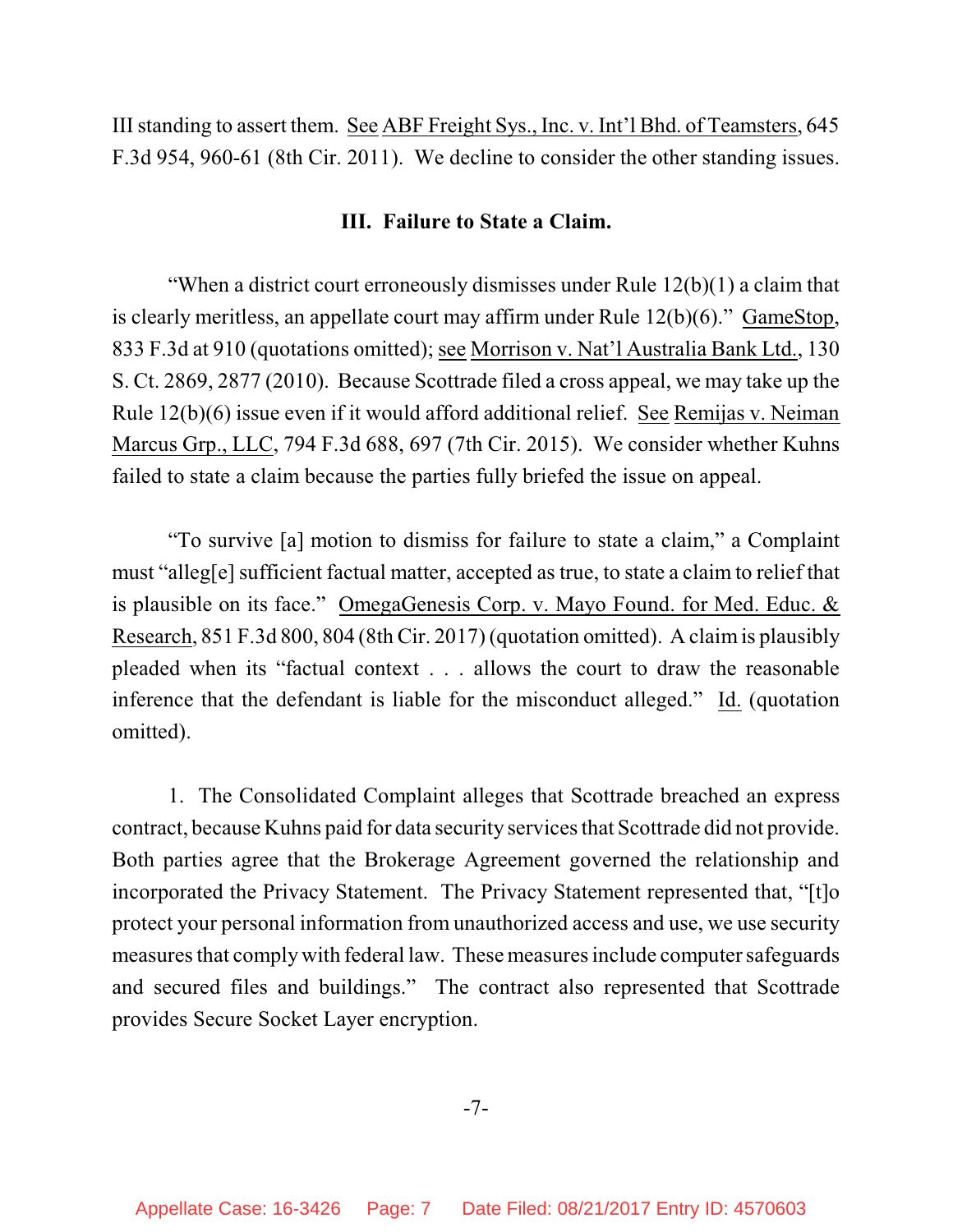III standing to assert them. See ABF Freight Sys., Inc. v. Int'l Bhd. of Teamsters, 645 F.3d 954, 960-61 (8th Cir. 2011). We decline to consider the other standing issues.

### III. Failure to State a Claim.

"When a district court erroneously dismisses under Rule 12(b)(1) a claim that is clearly meritless, an appellate court may affirm under Rule 12(b)(6)." GameStop, 833 F.3d at 910 (quotations omitted); see Morrison v. Nat'l Australia Bank Ltd., 130 S. Ct. 2869, 2877 (2010). Because Scottrade filed a cross appeal, we may take up the Rule 12(b)(6) issue even if it would afford additional relief. See Remijas v. Neiman Marcus Grp., LLC, 794 F.3d 688, 697 (7th Cir. 2015). We consider whether Kuhns failed to state a claim because the parties fully briefed the issue on appeal.

"To survive [a] motion to dismiss for failure to state a claim," a Complaint must "alleg[e] sufficient factual matter, accepted as true, to state a claim to relief that is plausible on its face." OmegaGenesis Corp. v. Mayo Found. for Med. Educ. & Research, 851 F.3d 800, 804 (8th Cir. 2017) (quotation omitted). A claim is plausibly pleaded when its "factual context . . . allows the court to draw the reasonable inference that the defendant is liable for the misconduct alleged." Id. (quotation omitted).

1. The Consolidated Complaint alleges that Scottrade breached an express contract, because Kuhns paid for data security services that Scottrade did not provide. Both parties agree that the Brokerage Agreement governed the relationship and incorporated the Privacy Statement. The Privacy Statement represented that, "[t]o protect your personal information from unauthorized access and use, we use security measures that comply with federal law. These measures include computer safeguards and secured files and buildings." The contract also represented that Scottrade provides Secure Socket Layer encryption.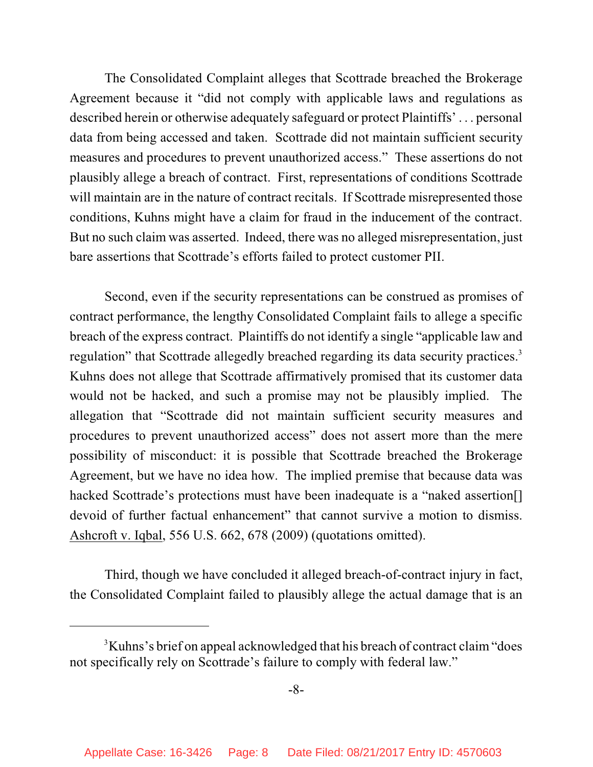The Consolidated Complaint alleges that Scottrade breached the Brokerage Agreement because it "did not comply with applicable laws and regulations as described herein or otherwise adequately safeguard or protect Plaintiffs' . . . personal data from being accessed and taken. Scottrade did not maintain sufficient security measures and procedures to prevent unauthorized access." These assertions do not plausibly allege a breach of contract. First, representations of conditions Scottrade will maintain are in the nature of contract recitals. If Scottrade misrepresented those conditions, Kuhns might have a claim for fraud in the inducement of the contract. But no such claim was asserted. Indeed, there was no alleged misrepresentation, just bare assertions that Scottrade's efforts failed to protect customer PII.

Second, even if the security representations can be construed as promises of contract performance, the lengthy Consolidated Complaint fails to allege a specific breach of the express contract. Plaintiffs do not identify a single "applicable law and regulation" that Scottrade allegedly breached regarding its data security practices.[3] Kuhns does not allege that Scottrade affirmatively promised that its customer data would not be hacked, and such a promise may not be plausibly implied. The allegation that "Scottrade did not maintain sufficient security measures and procedures to prevent unauthorized access" does not assert more than the mere possibility of misconduct: it is possible that Scottrade breached the Brokerage Agreement, but we have no idea how. The implied premise that because data was hacked Scottrade's protections must have been inadequate is a "naked assertion[] devoid of further factual enhancement" that cannot survive a motion to dismiss. Ashcroft v. Iqbal, 556 U.S. 662, 678 (2009) (quotations omitted).

Third, though we have concluded it alleged breach-of-contract injury in fact, the Consolidated Complaint failed to plausibly allege the actual damage that is an

---

[3] Kuhns's brief on appeal acknowledged that his breach of contract claim "does not specifically rely on Scottrade's failure to comply with federal law."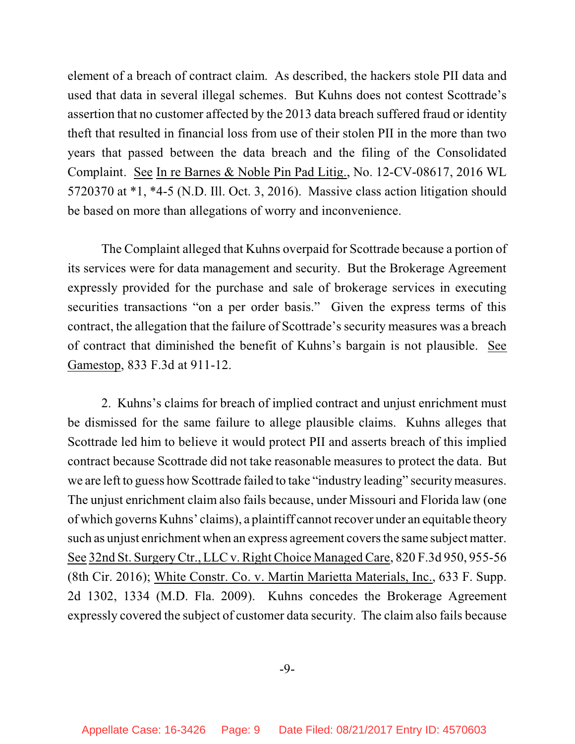element of a breach of contract claim. As described, the hackers stole PII data and used that data in several illegal schemes. But Kuhns does not contest Scottrade's assertion that no customer affected by the 2013 data breach suffered fraud or identity theft that resulted in financial loss from use of their stolen PII in the more than two years that passed between the data breach and the filing of the Consolidated Complaint. See In re Barnes & Noble Pin Pad Litig., No. 12-CV-08617, 2016 WL 5720370 at *1, *4-5 (N.D. Ill. Oct. 3, 2016). Massive class action litigation should be based on more than allegations of worry and inconvenience.

The Complaint alleged that Kuhns overpaid for Scottrade because a portion of its services were for data management and security. But the Brokerage Agreement expressly provided for the purchase and sale of brokerage services in executing securities transactions "on a per order basis." Given the express terms of this contract, the allegation that the failure of Scottrade's security measures was a breach of contract that diminished the benefit of Kuhns's bargain is not plausible. See Gamestop, 833 F.3d at 911-12.

2. Kuhns's claims for breach of implied contract and unjust enrichment must be dismissed for the same failure to allege plausible claims. Kuhns alleges that Scottrade led him to believe it would protect PII and asserts breach of this implied contract because Scottrade did not take reasonable measures to protect the data. But we are left to guess how Scottrade failed to take "industry leading" security measures. The unjust enrichment claim also fails because, under Missouri and Florida law (one of which governs Kuhns' claims), a plaintiff cannot recover under an equitable theory such as unjust enrichment when an express agreement covers the same subject matter. See 32nd St. Surgery Ctr., LLC v. Right Choice Managed Care, 820 F.3d 950, 955-56 (8th Cir. 2016); White Constr. Co. v. Martin Marietta Materials, Inc., 633 F. Supp. 2d 1302, 1334 (M.D. Fla. 2009). Kuhns concedes the Brokerage Agreement expressly covered the subject of customer data security. The claim also fails because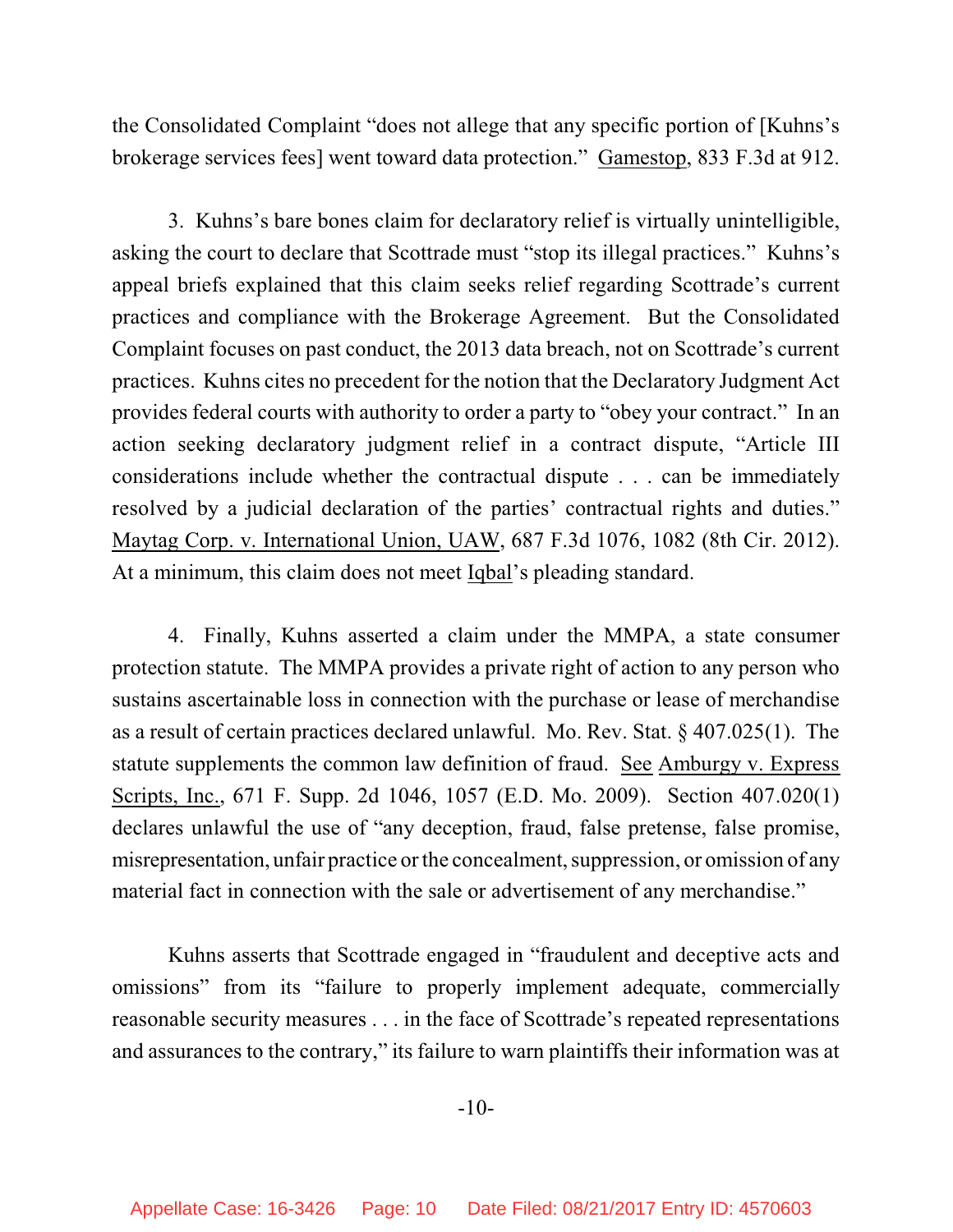the Consolidated Complaint "does not allege that any specific portion of [Kuhns's brokerage services fees] went toward data protection." Gamestop, 833 F.3d at 912.

3. Kuhns's bare bones claim for declaratory relief is virtually unintelligible, asking the court to declare that Scottrade must "stop its illegal practices." Kuhns's appeal briefs explained that this claim seeks relief regarding Scottrade's current practices and compliance with the Brokerage Agreement. But the Consolidated Complaint focuses on past conduct, the 2013 data breach, not on Scottrade's current practices. Kuhns cites no precedent for the notion that the Declaratory Judgment Act provides federal courts with authority to order a party to "obey your contract." In an action seeking declaratory judgment relief in a contract dispute, "Article III considerations include whether the contractual dispute . . . can be immediately resolved by a judicial declaration of the parties' contractual rights and duties." Maytag Corp. v. International Union, UAW, 687 F.3d 1076, 1082 (8th Cir. 2012). At a minimum, this claim does not meet Iqbal's pleading standard.

4. Finally, Kuhns asserted a claim under the MMPA, a state consumer protection statute. The MMPA provides a private right of action to any person who sustains ascertainable loss in connection with the purchase or lease of merchandise as a result of certain practices declared unlawful. Mo. Rev. Stat. § 407.025(1). The statute supplements the common law definition of fraud. See Amburgy v. Express Scripts, Inc., 671 F. Supp. 2d 1046, 1057 (E.D. Mo. 2009). Section 407.020(1) declares unlawful the use of "any deception, fraud, false pretense, false promise, misrepresentation, unfair practice or the concealment, suppression, or omission of any material fact in connection with the sale or advertisement of any merchandise."

Kuhns asserts that Scottrade engaged in "fraudulent and deceptive acts and omissions" from its "failure to properly implement adequate, commercially reasonable security measures . . . in the face of Scottrade's repeated representations and assurances to the contrary," its failure to warn plaintiffs their information was at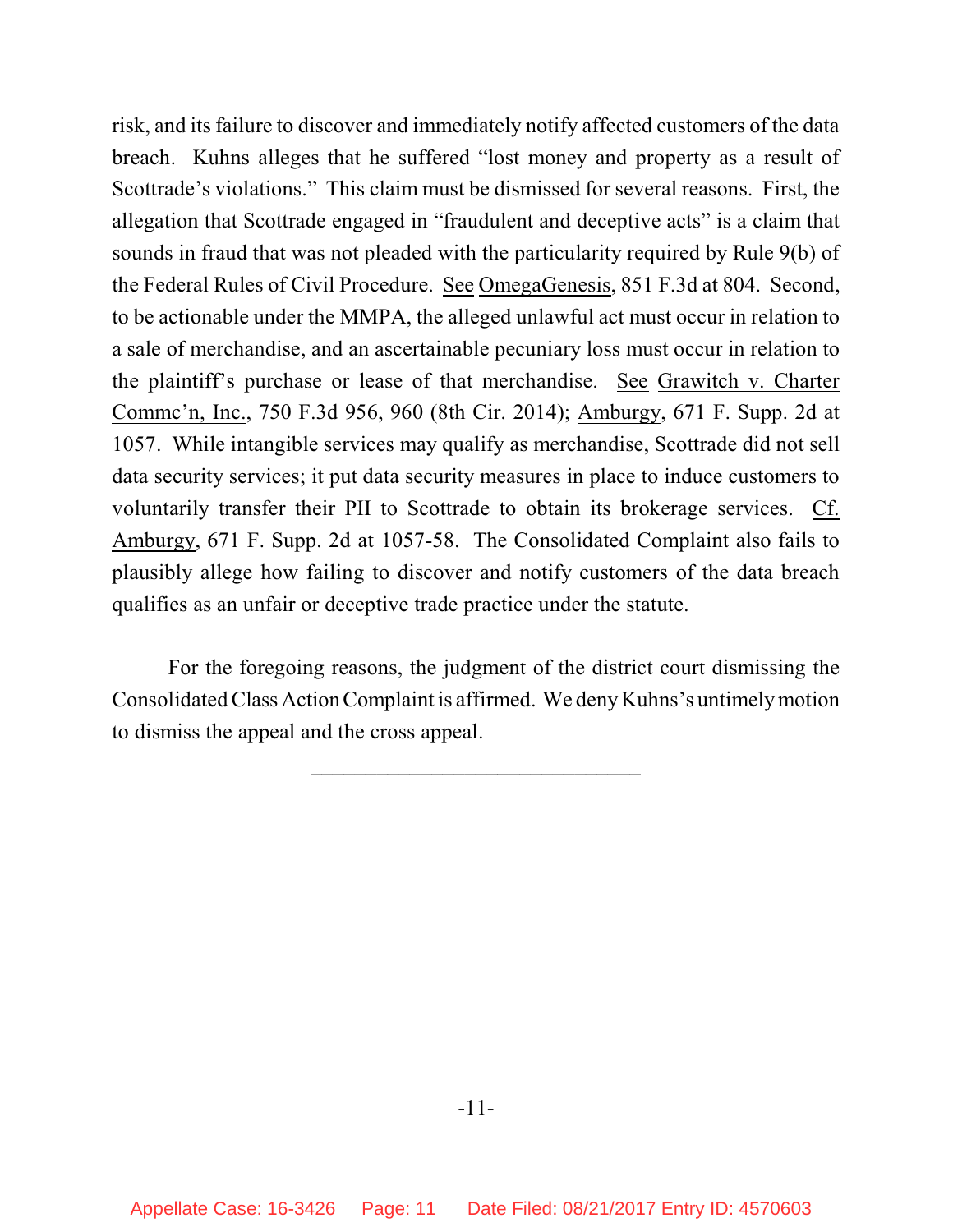risk, and its failure to discover and immediately notify affected customers of the data breach. Kuhns alleges that he suffered "lost money and property as a result of Scottrade's violations." This claim must be dismissed for several reasons. First, the allegation that Scottrade engaged in "fraudulent and deceptive acts" is a claim that sounds in fraud that was not pleaded with the particularity required by Rule 9(b) of the Federal Rules of Civil Procedure. See OmegaGenesis, 851 F.3d at 804. Second, to be actionable under the MMPA, the alleged unlawful act must occur in relation to a sale of merchandise, and an ascertainable pecuniary loss must occur in relation to the plaintiff's purchase or lease of that merchandise. See Grawitch v. Charter Commc'n, Inc., 750 F.3d 956, 960 (8th Cir. 2014); Amburgy, 671 F. Supp. 2d at 1057. While intangible services may qualify as merchandise, Scottrade did not sell data security services; it put data security measures in place to induce customers to voluntarily transfer their PII to Scottrade to obtain its brokerage services. Cf. Amburgy, 671 F. Supp. 2d at 1057-58. The Consolidated Complaint also fails to plausibly allege how failing to discover and notify customers of the data breach qualifies as an unfair or deceptive trade practice under the statute.

For the foregoing reasons, the judgment of the district court dismissing the Consolidated Class Action Complaint is affirmed. We deny Kuhns's untimely motion to dismiss the appeal and the cross appeal.

______________________________